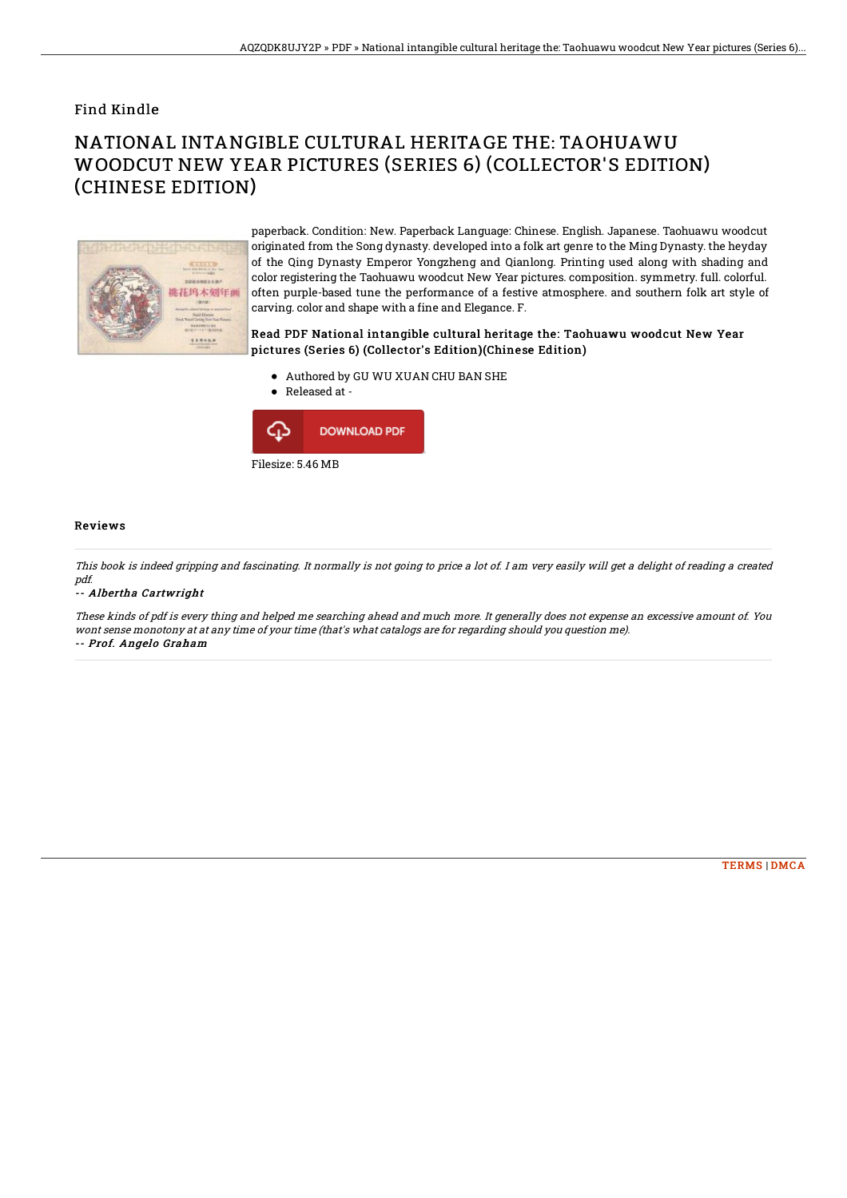Find Kindle

# NATIONAL INTANGIBLE CULTURAL HERITAGE THE: TAOHUAWU WOODCUT NEW YEAR PICTURES (SERIES 6) (COLLECTOR'S EDITION) (CHINESE EDITION)

paperback. Condition: New. Paperback Language: Chinese. English. Japanese. Taohuawu woodcut originated from the Song dynasty. developed into a folk art genre to the Ming Dynasty. the heyday of the Qing Dynasty Emperor Yongzheng and Qianlong. Printing used along with shading and color registering the Taohuawu woodcut New Year pictures. composition. symmetry. full. colorful. often purple-based tune the performance of a festive atmosphere. and southern folk art style of carving. color and shape with a fine and Elegance. F.

### Read PDF National intangible cultural heritage the: Taohuawu woodcut New Year pictures (Series 6) (Collector's Edition)(Chinese Edition)

- Authored by GU WU XUAN CHU BAN SHE
- Released at -

DOWNLOAD PDF

Filesize: 5.46 MB

## Reviews

*This book is indeed gripping and fascinating. It normally is not going to price a lot of. I am very easily will get a delight of reading a created pdf.*

*-- Albertha Cartwright*

*These kinds of pdf is every thing and helped me searching ahead and much more. It generally does not expense an excessive amount of. You wont sense monotony at at any time of your time (that's what catalogs are for regarding should you question me).*

*-- Prof. Angelo Graham*

TERMS | DMCA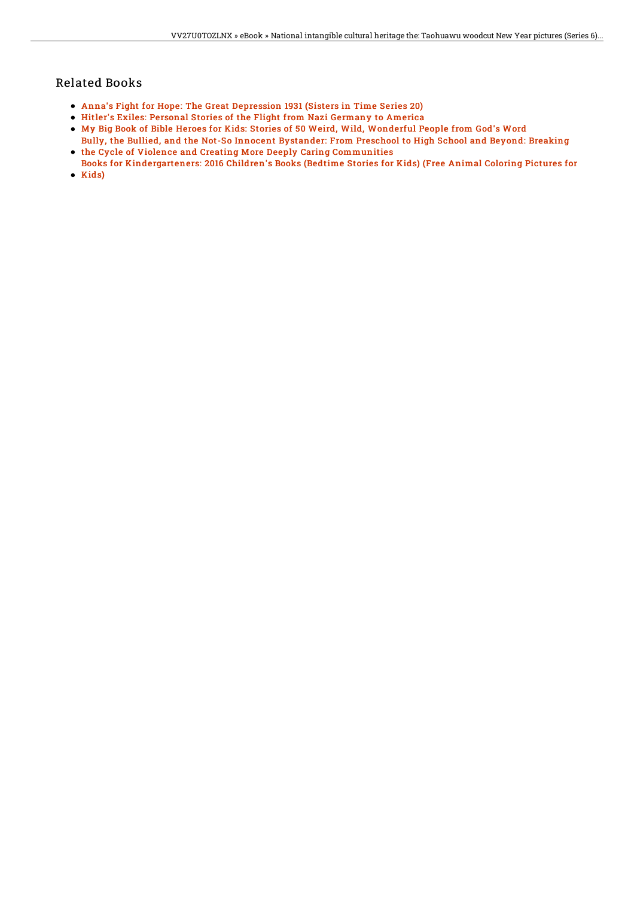## Related Books

- Anna's Fight for Hope: The Great Depression 1931 (Sisters in Time Series 20)
- Hitler's Exiles: Personal Stories of the Flight from Nazi Germany to America
- My Big Book of Bible Heroes for Kids: Stories of 50 Weird, Wild, Wonderful People from God's Word
- Bully, the Bullied, and the Not-So Innocent Bystander: From Preschool to High School and Beyond: Breaking the Cycle of Violence and Creating More Deeply Caring Communities
- Books for Kindergarteners: 2016 Children's Books (Bedtime Stories for Kids) (Free Animal Coloring Pictures for Kids)